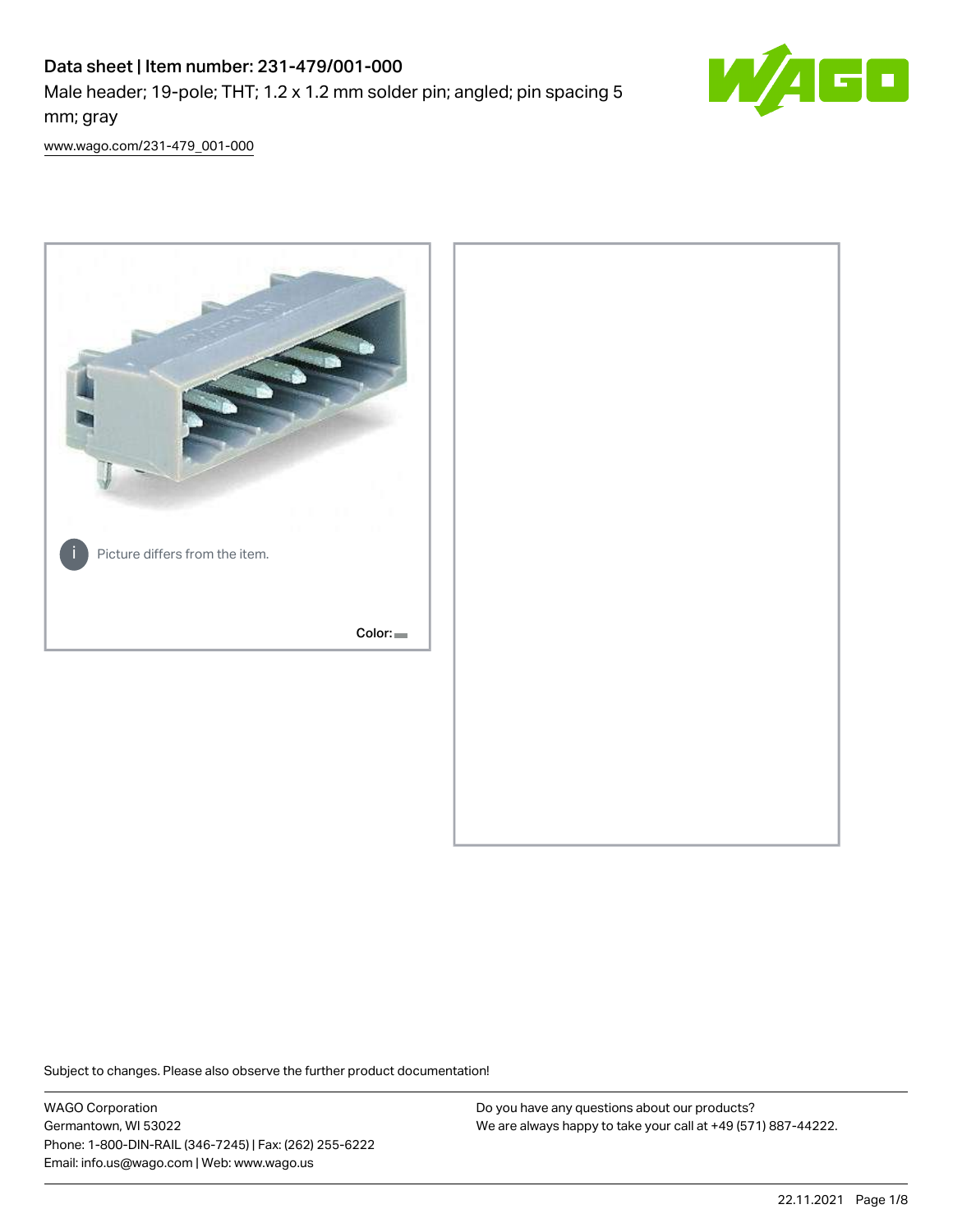# Data sheet | Item number: 231-479/001-000

Male header; 19-pole; THT; 1.2 x 1.2 mm solder pin; angled; pin spacing 5 mm; gray

[www.wago.com/231-479_001-000](www.wago.com/231-479_001-000)

Picture differs from the item.

Color:

Subject to changes. Please also observe the further product documentation!

WAGO Corporation
Germantown, WI 53022
Phone: 1-800-DIN-RAIL (346-7245) | Fax: (262) 255-6222
Email: info.us@wago.com | Web: www.wago.us

Do you have any questions about our products?
We are always happy to take your call at +49 (571) 887-44222.

22.11.2021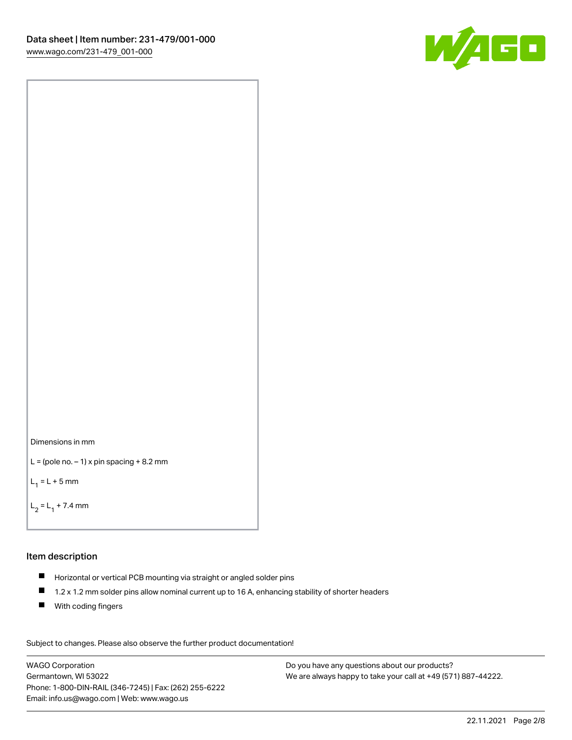Dimensions in mm

L = (pole no. − 1) x pin spacing + 8.2 mm

$L_1$ = L + 5 mm

$L_2$ = $L_1$ + 7.4 mm

## Item description

- Horizontal or vertical PCB mounting via straight or angled solder pins
- 1.2 x 1.2 mm solder pins allow nominal current up to 16 A, enhancing stability of shorter headers
- With coding fingers

Subject to changes. Please also observe the further product documentation!

WAGO Corporation
Germantown, WI 53022
Phone: 1-800-DIN-RAIL (346-7245) | Fax: (262) 255-6222
Email: info.us@wago.com | Web: www.wago.us

Do you have any questions about our products?
We are always happy to take your call at +49 (571) 887-44222.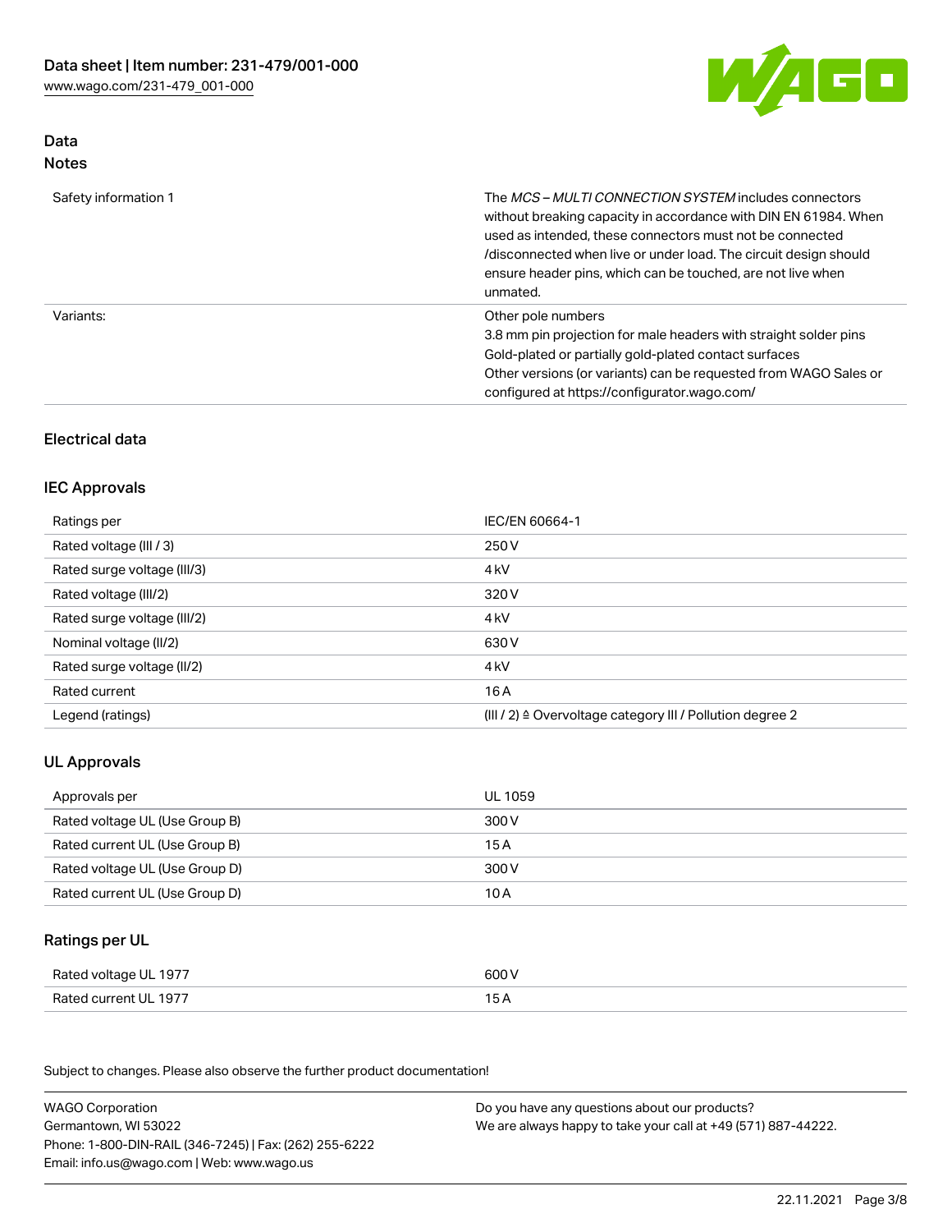## Data
### Notes

| | |
|---|---|
| Safety information 1 | The *MCS – MULTI CONNECTION SYSTEM* includes connectors without breaking capacity in accordance with DIN EN 61984. When used as intended, these connectors must not be connected /disconnected when live or under load. The circuit design should ensure header pins, which can be touched, are not live when unmated. |
| Variants: | Other pole numbers<br>3.8 mm pin projection for male headers with straight solder pins<br>Gold-plated or partially gold-plated contact surfaces<br>Other versions (or variants) can be requested from WAGO Sales or configured at https://configurator.wago.com/ |

## Electrical data

### IEC Approvals

| | |
|---|---|
| Ratings per | IEC/EN 60664-1 |
| Rated voltage (III / 3) | 250 V |
| Rated surge voltage (III/3) | 4 kV |
| Rated voltage (III/2) | 320 V |
| Rated surge voltage (III/2) | 4 kV |
| Nominal voltage (II/2) | 630 V |
| Rated surge voltage (II/2) | 4 kV |
| Rated current | 16 A |
| Legend (ratings) | (III / 2) ≙ Overvoltage category III / Pollution degree 2 |

### UL Approvals

| | |
|---|---|
| Approvals per | UL 1059 |
| Rated voltage UL (Use Group B) | 300 V |
| Rated current UL (Use Group B) | 15 A |
| Rated voltage UL (Use Group D) | 300 V |
| Rated current UL (Use Group D) | 10 A |

### Ratings per UL

| | |
|---|---|
| Rated voltage UL 1977 | 600 V |
| Rated current UL 1977 | 15 A |

Subject to changes. Please also observe the further product documentation!

WAGO Corporation
Germantown, WI 53022
Phone: 1-800-DIN-RAIL (346-7245) | Fax: (262) 255-6222
Email: info.us@wago.com | Web: www.wago.us

Do you have any questions about our products?
We are always happy to take your call at +49 (571) 887-44222.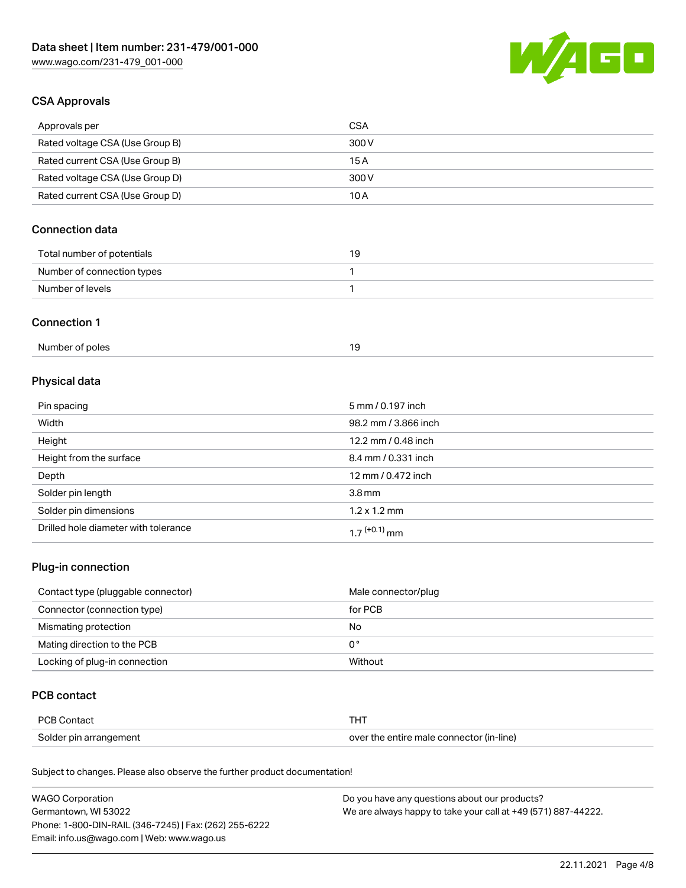## CSA Approvals

| | |
|---|---|
| Approvals per | CSA |
| Rated voltage CSA (Use Group B) | 300 V |
| Rated current CSA (Use Group B) | 15 A |
| Rated voltage CSA (Use Group D) | 300 V |
| Rated current CSA (Use Group D) | 10 A |

## Connection data

| | |
|---|---|
| Total number of potentials | 19 |
| Number of connection types | 1 |
| Number of levels | 1 |

## Connection 1

| | |
|---|---|
| Number of poles | 19 |

## Physical data

| | |
|---|---|
| Pin spacing | 5 mm / 0.197 inch |
| Width | 98.2 mm / 3.866 inch |
| Height | 12.2 mm / 0.48 inch |
| Height from the surface | 8.4 mm / 0.331 inch |
| Depth | 12 mm / 0.472 inch |
| Solder pin length | 3.8 mm |
| Solder pin dimensions | 1.2 x 1.2 mm |
| Drilled hole diameter with tolerance | $1.7^{(+0.1)}$ mm |

## Plug-in connection

| | |
|---|---|
| Contact type (pluggable connector) | Male connector/plug |
| Connector (connection type) | for PCB |
| Mismating protection | No |
| Mating direction to the PCB | 0° |
| Locking of plug-in connection | Without |

## PCB contact

| | |
|---|---|
| PCB Contact | THT |
| Solder pin arrangement | over the entire male connector (in-line) |

Subject to changes. Please also observe the further product documentation!

WAGO Corporation
Germantown, WI 53022
Phone: 1-800-DIN-RAIL (346-7245) | Fax: (262) 255-6222
Email: info.us@wago.com | Web: www.wago.us

Do you have any questions about our products?
We are always happy to take your call at +49 (571) 887-44222.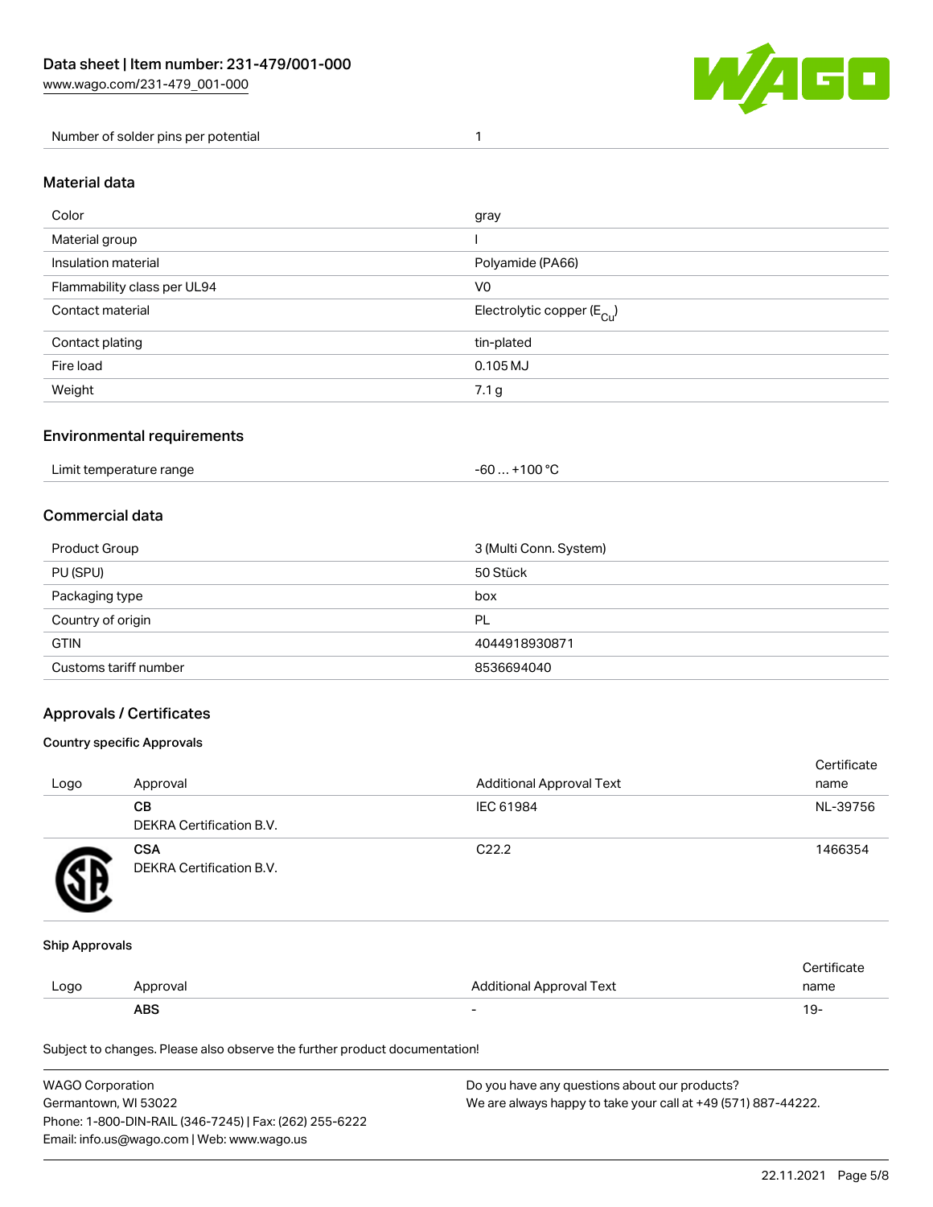| Number of solder pins per potential | 1 |
| --- | --- |

## Material data

| Color | gray |
| --- | --- |
| Material group | I |
| Insulation material | Polyamide (PA66) |
| Flammability class per UL94 | V0 |
| Contact material | Electrolytic copper ($E_{Cu}$) |
| Contact plating | tin-plated |
| Fire load | 0.105 MJ |
| Weight | 7.1 g |

## Environmental requirements

| Limit temperature range | -60 … +100 °C |
| --- | --- |

## Commercial data

| Product Group | 3 (Multi Conn. System) |
| --- | --- |
| PU (SPU) | 50 Stück |
| Packaging type | box |
| Country of origin | PL |
| GTIN | 4044918930871 |
| Customs tariff number | 8536694040 |

## Approvals / Certificates

### Country specific Approvals

| Logo | Approval | Additional Approval Text | Certificate name |
| --- | --- | --- | --- |
| | **CB**<br>DEKRA Certification B.V. | IEC 61984 | NL-39756 |
| | **CSA**<br>DEKRA Certification B.V. | C22.2 | 1466354 |

### Ship Approvals

| Logo | Approval | Additional Approval Text | Certificate name |
| --- | --- | --- | --- |
| | **ABS** | - | 19- |

Subject to changes. Please also observe the further product documentation!

WAGO Corporation
Germantown, WI 53022
Phone: 1-800-DIN-RAIL (346-7245) | Fax: (262) 255-6222
Email: info.us@wago.com | Web: www.wago.us

Do you have any questions about our products?
We are always happy to take your call at +49 (571) 887-44222.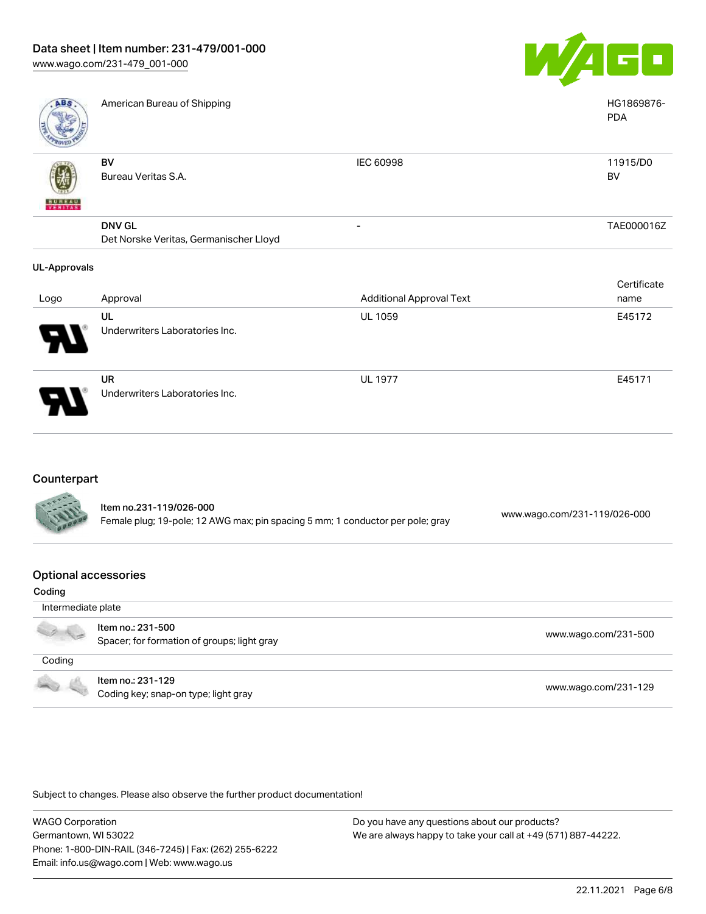| | | | |
|---|---|---|---|
| | American Bureau of Shipping | | HG1869876-PDA |
| | **BV** Bureau Veritas S.A. | IEC 60998 | 11915/D0 BV |
| | **DNV GL** Det Norske Veritas, Germanischer Lloyd | - | TAE000016Z |

**UL-Approvals**

| Logo | Approval | Additional Approval Text | Certificate name |
|---|---|---|---|
| | **UL** Underwriters Laboratories Inc. | UL 1059 | E45172 |
| | **UR** Underwriters Laboratories Inc. | UL 1977 | E45171 |

## Counterpart

| | | |
|---|---|---|
| | **Item no.231-119/026-000** Female plug; 19-pole; 12 AWG max; pin spacing 5 mm; 1 conductor per pole; gray | www.wago.com/231-119/026-000 |

## Optional accessories

**Coding**

| | | |
|---|---|---|
| Intermediate plate | | |
| | **Item no.: 231-500** Spacer; for formation of groups; light gray | www.wago.com/231-500 |
| Coding | | |
| | **Item no.: 231-129** Coding key; snap-on type; light gray | www.wago.com/231-129 |

Subject to changes. Please also observe the further product documentation!

WAGO Corporation
Germantown, WI 53022
Phone: 1-800-DIN-RAIL (346-7245) | Fax: (262) 255-6222
Email: info.us@wago.com | Web: www.wago.us

Do you have any questions about our products?
We are always happy to take your call at +49 (571) 887-44222.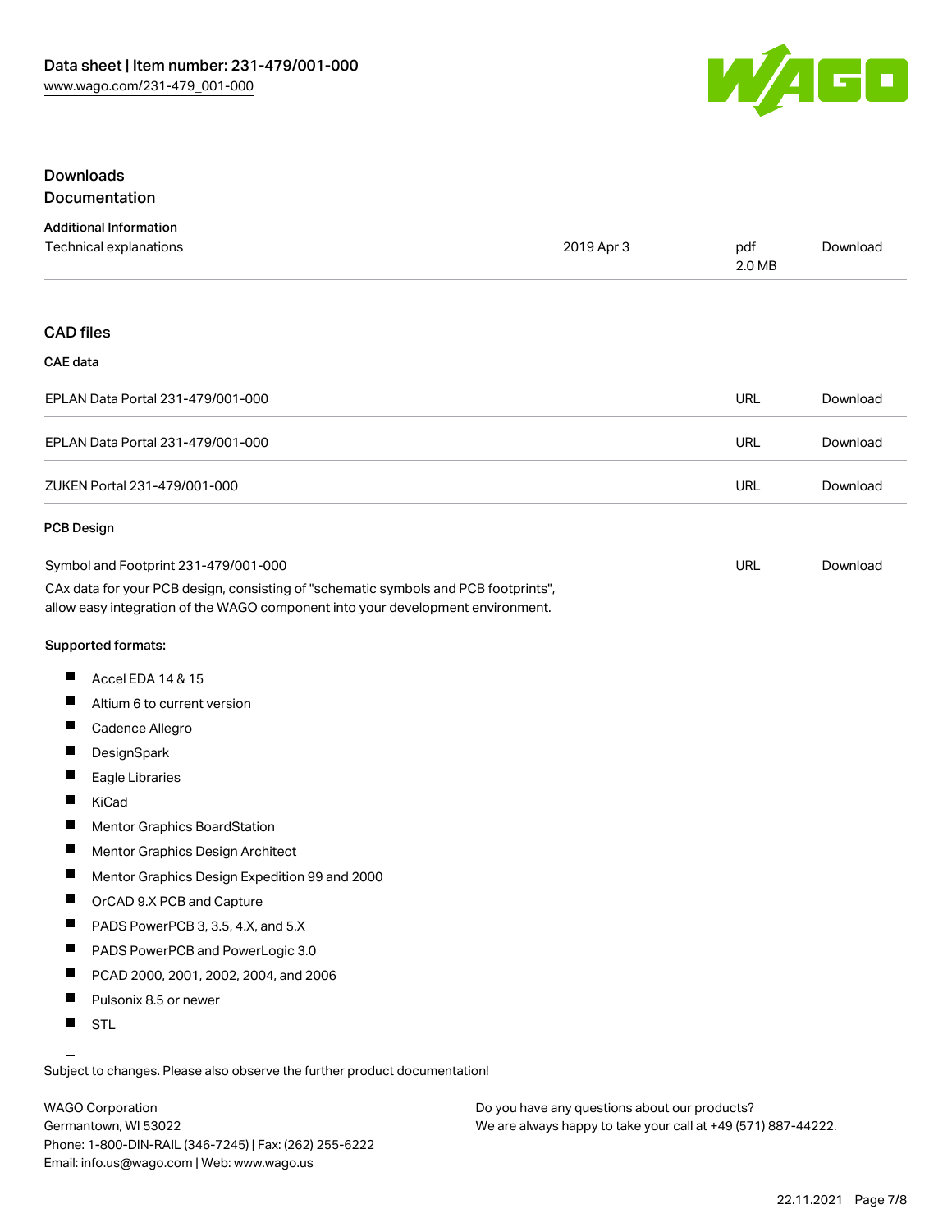## Downloads

### Documentation

#### Additional Information

| Technical explanations | 2019 Apr 3 | pdf 2.0 MB | Download |
|---|---|---|---|

### CAD files

#### CAE data

| | | |
|---|---|---|
| EPLAN Data Portal 231-479/001-000 | URL | Download |
| EPLAN Data Portal 231-479/001-000 | URL | Download |
| ZUKEN Portal 231-479/001-000 | URL | Download |

#### PCB Design

| | | |
|---|---|---|
| Symbol and Footprint 231-479/001-000 | URL | Download |

CAx data for your PCB design, consisting of "schematic symbols and PCB footprints", allow easy integration of the WAGO component into your development environment.

Supported formats:

- Accel EDA 14 & 15
- Altium 6 to current version
- Cadence Allegro
- DesignSpark
- Eagle Libraries
- KiCad
- Mentor Graphics BoardStation
- Mentor Graphics Design Architect
- Mentor Graphics Design Expedition 99 and 2000
- OrCAD 9.X PCB and Capture
- PADS PowerPCB 3, 3.5, 4.X, and 5.X
- PADS PowerPCB and PowerLogic 3.0
- PCAD 2000, 2001, 2002, 2004, and 2006
- Pulsonix 8.5 or newer
- STL

Subject to changes. Please also observe the further product documentation!

WAGO Corporation
Germantown, WI 53022
Phone: 1-800-DIN-RAIL (346-7245) | Fax: (262) 255-6222
Email: info.us@wago.com | Web: www.wago.us

Do you have any questions about our products?
We are always happy to take your call at +49 (571) 887-44222.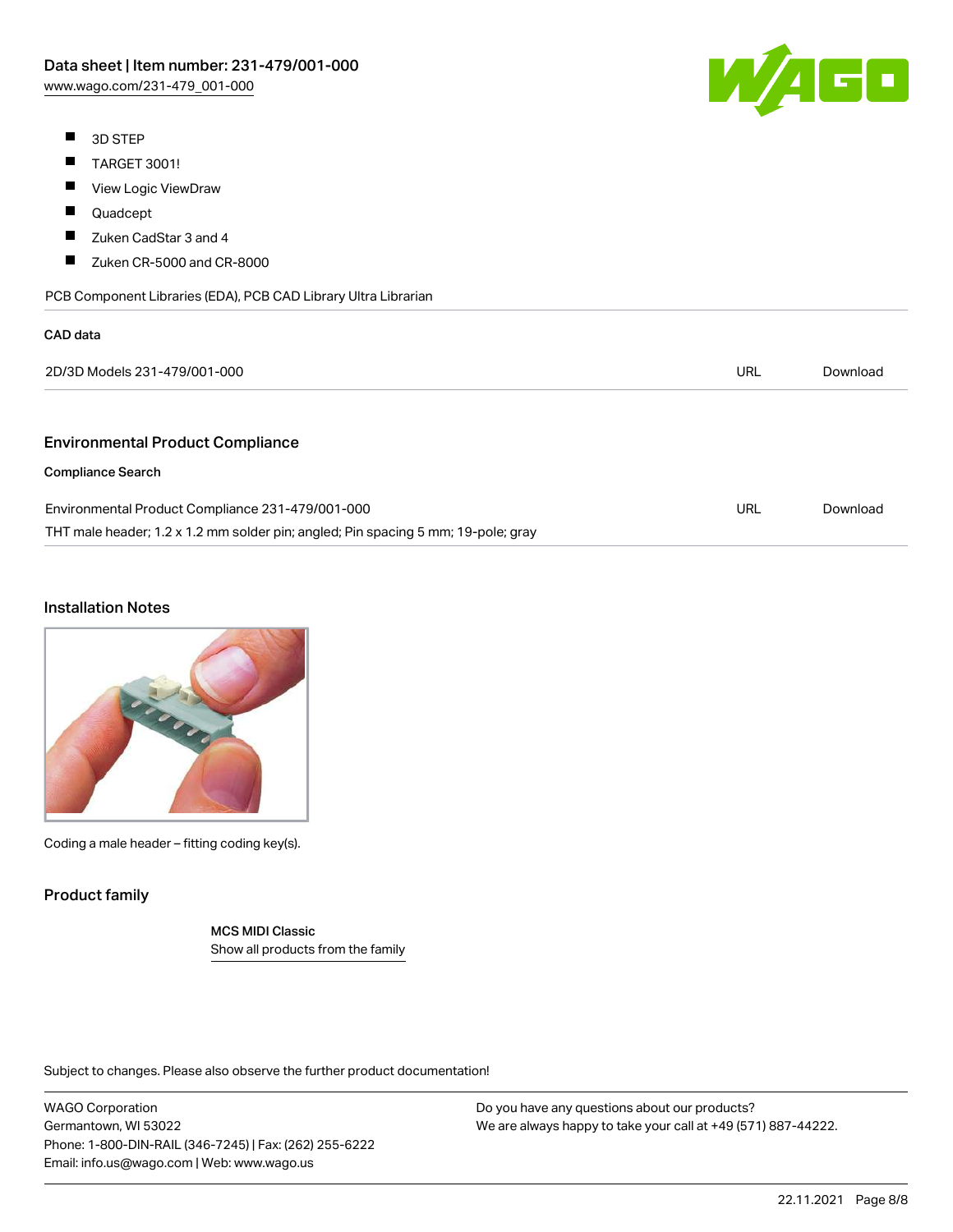- 3D STEP
- TARGET 3001!
- View Logic ViewDraw
- Quadcept
- Zuken CadStar 3 and 4
- Zuken CR-5000 and CR-8000

PCB Component Libraries (EDA), PCB CAD Library Ultra Librarian

**CAD data**

| | | |
|---|---|---|
| 2D/3D Models 231-479/001-000 | URL | Download |

## Environmental Product Compliance

**Compliance Search**

| | | |
|---|---|---|
| Environmental Product Compliance 231-479/001-000<br>THT male header; 1.2 x 1.2 mm solder pin; angled; Pin spacing 5 mm; 19-pole; gray | URL | Download |

## Installation Notes

Coding a male header – fitting coding key(s).

## Product family

MCS MIDI Classic
Show all products from the family

Subject to changes. Please also observe the further product documentation!

WAGO Corporation
Germantown, WI 53022
Phone: 1-800-DIN-RAIL (346-7245) | Fax: (262) 255-6222
Email: info.us@wago.com | Web: www.wago.us

Do you have any questions about our products?
We are always happy to take your call at +49 (571) 887-44222.